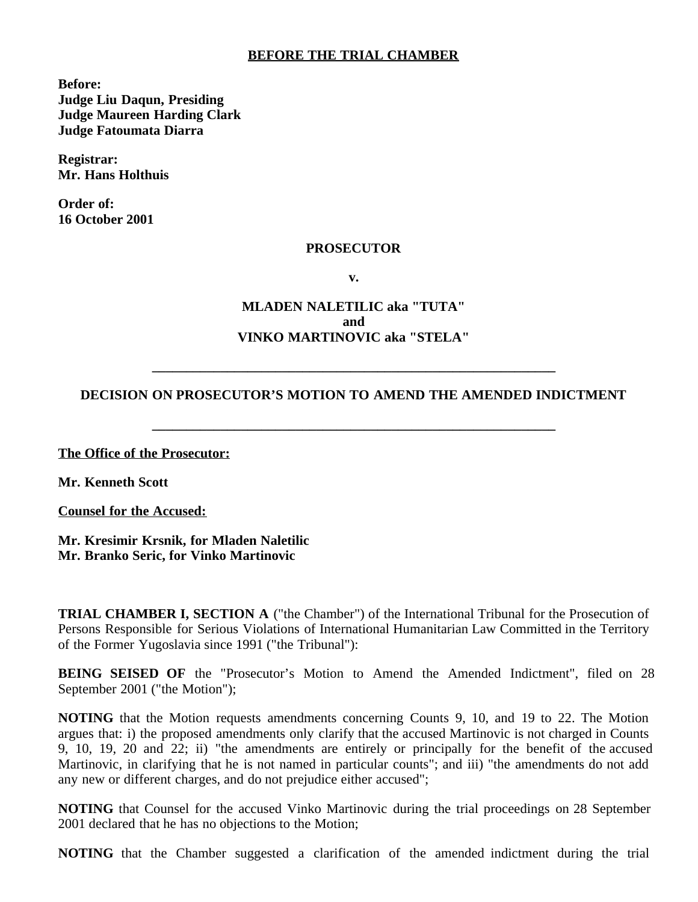**BEFORE THE TRIAL CHAMBER**

**Before:**
**Judge Liu Daqun, Presiding**
**Judge Maureen Harding Clark**
**Judge Fatoumata Diarra**

**Registrar:**
**Mr. Hans Holthuis**

**Order of:**
**16 October 2001**

**PROSECUTOR**

**v.**

**MLADEN NALETILIC aka "TUTA"**
**and**
**VINKO MARTINOVIC aka "STELA"**

---

**DECISION ON PROSECUTOR'S MOTION TO AMEND THE AMENDED INDICTMENT**

---

**The Office of the Prosecutor:**

**Mr. Kenneth Scott**

**Counsel for the Accused:**

**Mr. Kresimir Krsnik, for Mladen Naletilic**
**Mr. Branko Seric, for Vinko Martinovic**

**TRIAL CHAMBER I, SECTION A** ("the Chamber") of the International Tribunal for the Prosecution of Persons Responsible for Serious Violations of International Humanitarian Law Committed in the Territory of the Former Yugoslavia since 1991 ("the Tribunal"):

**BEING SEISED OF** the "Prosecutor's Motion to Amend the Amended Indictment", filed on 28 September 2001 ("the Motion");

**NOTING** that the Motion requests amendments concerning Counts 9, 10, and 19 to 22. The Motion argues that: i) the proposed amendments only clarify that the accused Martinovic is not charged in Counts 9, 10, 19, 20 and 22; ii) "the amendments are entirely or principally for the benefit of the accused Martinovic, in clarifying that he is not named in particular counts"; and iii) "the amendments do not add any new or different charges, and do not prejudice either accused";

**NOTING** that Counsel for the accused Vinko Martinovic during the trial proceedings on 28 September 2001 declared that he has no objections to the Motion;

**NOTING** that the Chamber suggested a clarification of the amended indictment during the trial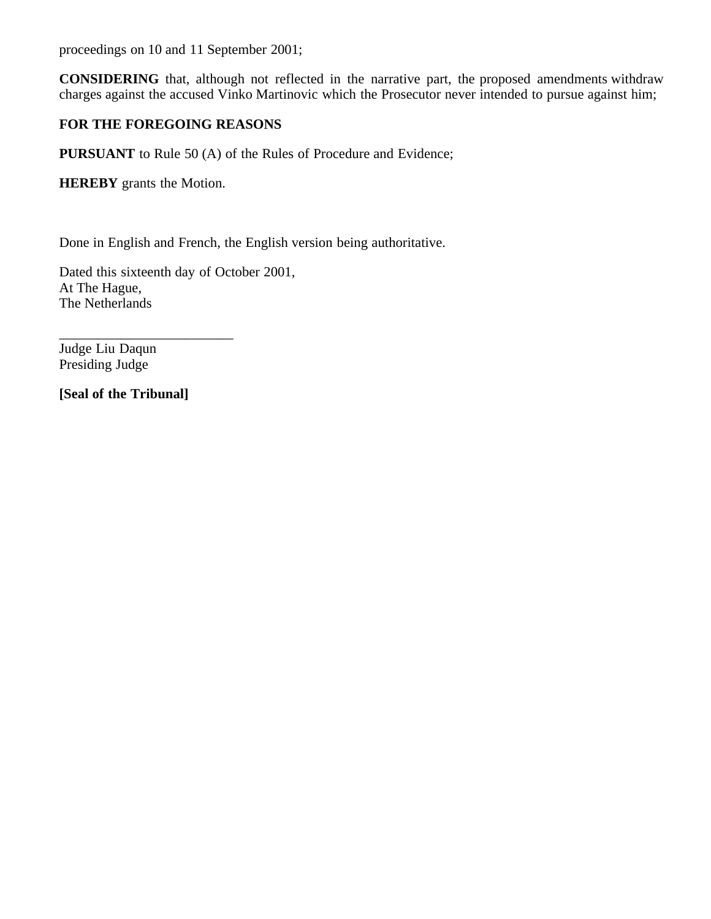proceedings on 10 and 11 September 2001;

**CONSIDERING** that, although not reflected in the narrative part, the proposed amendments withdraw charges against the accused Vinko Martinovic which the Prosecutor never intended to pursue against him;

**FOR THE FOREGOING REASONS**

**PURSUANT** to Rule 50 (A) of the Rules of Procedure and Evidence;

**HEREBY** grants the Motion.

Done in English and French, the English version being authoritative.

Dated this sixteenth day of October 2001,
At The Hague,
The Netherlands

_________________________
Judge Liu Daqun
Presiding Judge

**[Seal of the Tribunal]**